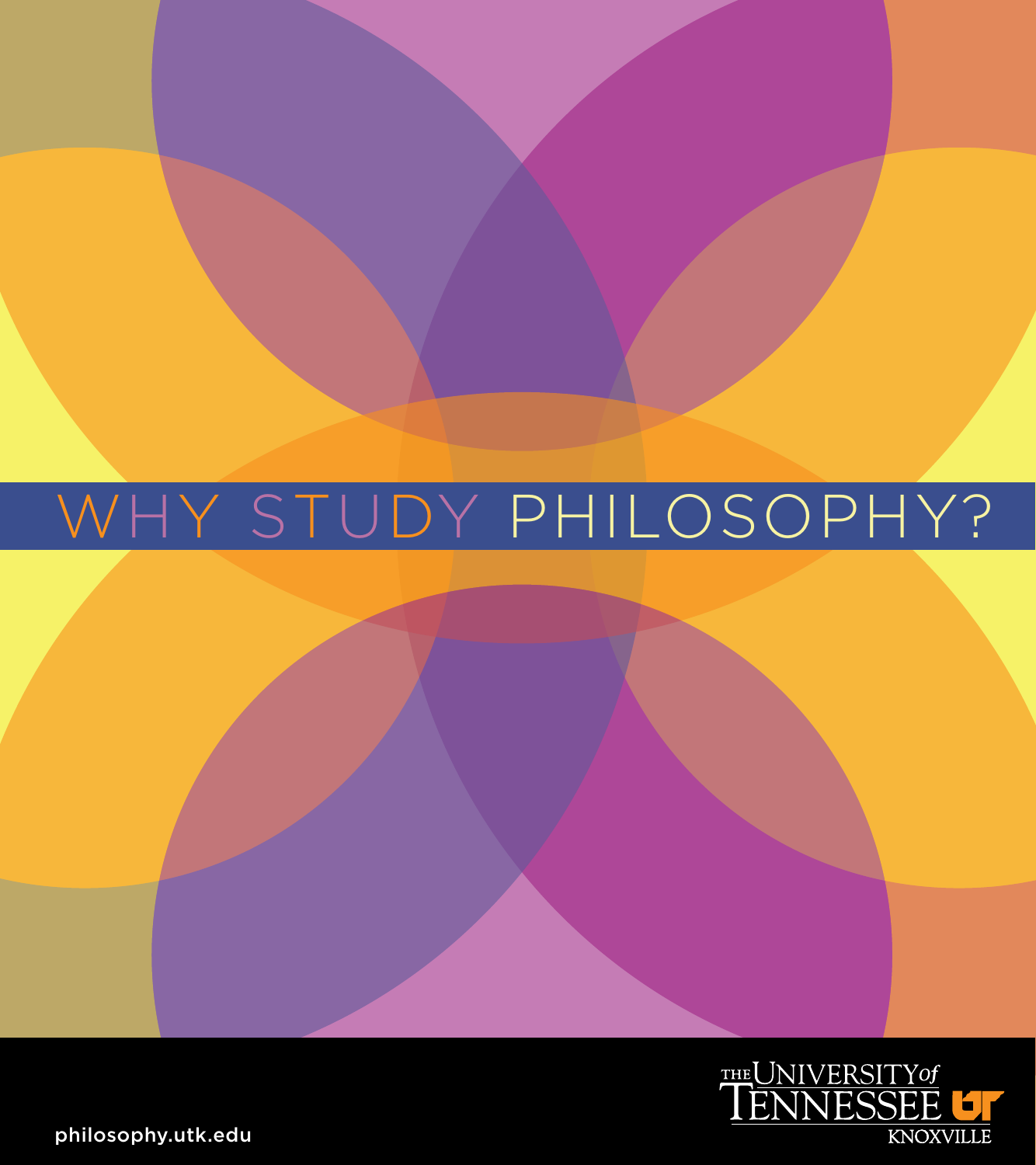# WHY STUDY PHILOSOPHY?

philosophy.utk.edu

THE UNIVERSITY of TENNESSEE KNOXVILLE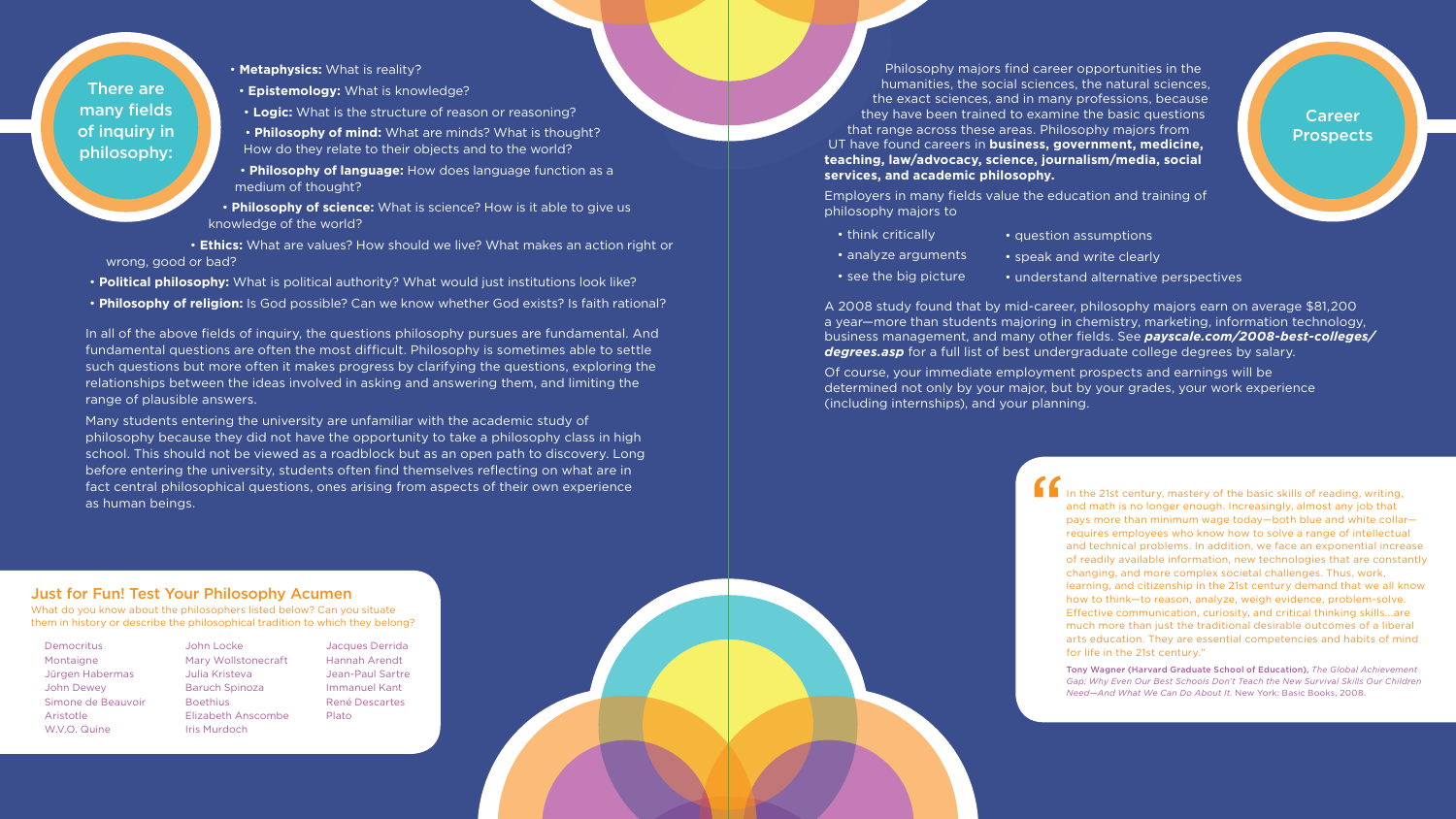## There are many fields of inquiry in philosophy:

- **Metaphysics:** What is reality?
- **Epistemology:** What is knowledge?
- **Logic:** What is the structure of reason or reasoning?
- **Philosophy of mind:** What are minds? What is thought? How do they relate to their objects and to the world?
- **Philosophy of language:** How does language function as a medium of thought?
- **Philosophy of science:** What is science? How is it able to give us knowledge of the world?
- **Ethics:** What are values? How should we live? What makes an action right or wrong, good or bad?
- **Political philosophy:** What is political authority? What would just institutions look like?
- **Philosophy of religion:** Is God possible? Can we know whether God exists? Is faith rational?

In all of the above fields of inquiry, the questions philosophy pursues are fundamental. And fundamental questions are often the most difficult. Philosophy is sometimes able to settle such questions but more often it makes progress by clarifying the questions, exploring the relationships between the ideas involved in asking and answering them, and limiting the range of plausible answers.

Many students entering the university are unfamiliar with the academic study of philosophy because they did not have the opportunity to take a philosophy class in high school. This should not be viewed as a roadblock but as an open path to discovery. Long before entering the university, students often find themselves reflecting on what are in fact central philosophical questions, ones arising from aspects of their own experience as human beings.

### Just for Fun! Test Your Philosophy Acumen

What do you know about the philosophers listed below? Can you situate them in history or describe the philosophical tradition to which they belong?

- Democritus
- Montaigne
- Jürgen Habermas
- John Dewey
- Simone de Beauvoir
- Aristotle
- W.V.O. Quine
- John Locke
- Mary Wollstonecraft
- Julia Kristeva
- Baruch Spinoza
- Boethius
- Elizabeth Anscombe
- Iris Murdoch
- Jacques Derrida
- Hannah Arendt
- Jean-Paul Sartre
- Immanuel Kant
- René Descartes
- Plato

## Career Prospects

Philosophy majors find career opportunities in the humanities, the social sciences, the natural sciences, the exact sciences, and in many professions, because they have been trained to examine the basic questions that range across these areas. Philosophy majors from UT have found careers in **business, government, medicine, teaching, law/advocacy, science, journalism/media, social services, and academic philosophy.**

Employers in many fields value the education and training of philosophy majors to

- think critically
- analyze arguments
- see the big picture
- question assumptions
- speak and write clearly
- understand alternative perspectives

A 2008 study found that by mid-career, philosophy majors earn on average $81,200 a year—more than students majoring in chemistry, marketing, information technology, business management, and many other fields. See ***payscale.com/2008-best-colleges/degrees.asp*** for a full list of best undergraduate college degrees by salary.

Of course, your immediate employment prospects and earnings will be determined not only by your major, but by your grades, your work experience (including internships), and your planning.

> "In the 21st century, mastery of the basic skills of reading, writing, and math is no longer enough. Increasingly, almost any job that pays more than minimum wage today—both blue and white collar—requires employees who know how to solve a range of intellectual and technical problems. In addition, we face an exponential increase of readily available information, new technologies that are constantly changing, and more complex societal challenges. Thus, work, learning, and citizenship in the 21st century demand that we all know how to think—to reason, analyze, weigh evidence, problem-solve. Effective communication, curiosity, and critical thinking skills...are much more than just the traditional desirable outcomes of a liberal arts education. They are essential competencies and habits of mind for life in the 21st century."
>
> Tony Wagner (Harvard Graduate School of Education), *The Global Achievement Gap: Why Even Our Best Schools Don't Teach the New Survival Skills Our Children Need—And What We Can Do About It.* New York: Basic Books, 2008.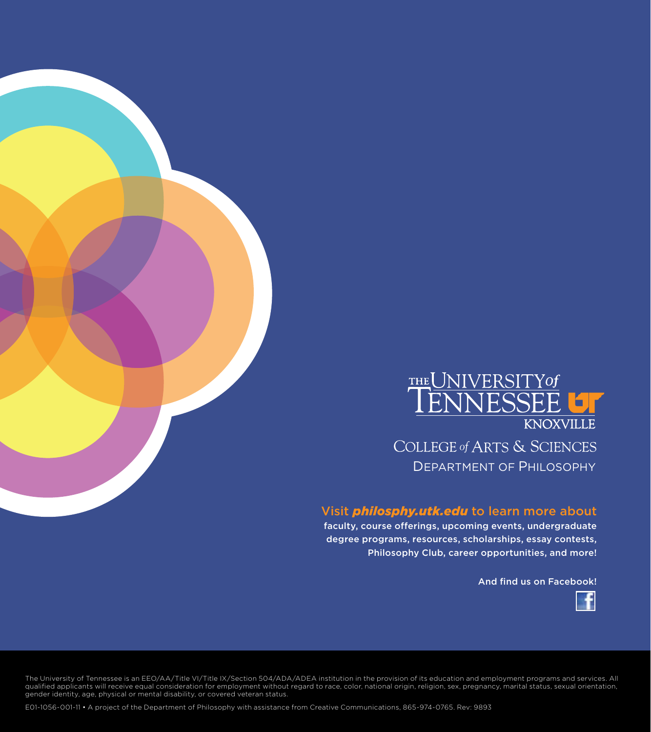THE UNIVERSITY of TENNESSEE KNOXVILLE

COLLEGE of ARTS & SCIENCES
DEPARTMENT OF PHILOSOPHY

Visit ***philosphy.utk.edu*** to learn more about faculty, course offerings, upcoming events, undergraduate degree programs, resources, scholarships, essay contests, Philosophy Club, career opportunities, and more!

And find us on Facebook!

The University of Tennessee is an EEO/AA/Title VI/Title IX/Section 504/ADA/ADEA institution in the provision of its education and employment programs and services. All qualified applicants will receive equal consideration for employment without regard to race, color, national origin, religion, sex, pregnancy, marital status, sexual orientation, gender identity, age, physical or mental disability, or covered veteran status.

E01-1056-001-11 • A project of the Department of Philosophy with assistance from Creative Communications, 865-974-0765. Rev: 9893